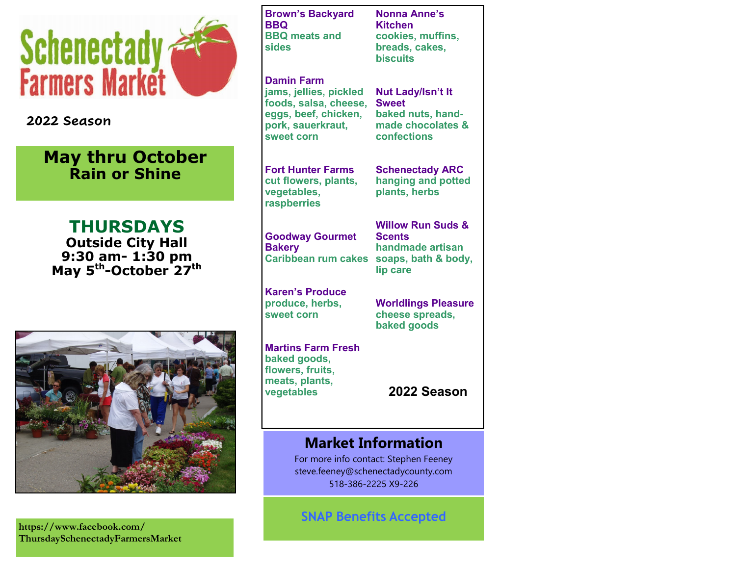# Schenectady Farmers Market

*2022 Season*

## May thru October
## Rain or Shine

## THURSDAYS

**Outside City Hall**
**9:30 am- 1:30 pm**
**May 5th-October 27th**

https://www.facebook.com/ThursdaySchenectadyFarmersMarket

**Brown's Backyard BBQ**
BBQ meats and sides

**Damin Farm**
jams, jellies, pickled foods, salsa, cheese, eggs, beef, chicken, pork, sauerkraut, sweet corn

**Fort Hunter Farms**
cut flowers, plants, vegetables, raspberries

**Goodway Gourmet Bakery**
Caribbean rum cakes

**Karen's Produce**
produce, herbs, sweet corn

**Martins Farm Fresh**
baked goods, flowers, fruits, meats, plants, vegetables

**Nonna Anne's Kitchen**
cookies, muffins, breads, cakes, biscuits

**Nut Lady/Isn't It Sweet**
baked nuts, hand-made chocolates & confections

**Schenectady ARC**
hanging and potted plants, herbs

**Willow Run Suds & Scents**
handmade artisan soaps, bath & body, lip care

**Worldlings Pleasure**
cheese spreads, baked goods

**2022 Season**

## Market Information

For more info contact: Stephen Feeney
steve.feeney@schenectadycounty.com
518-386-2225 X9-226

**SNAP Benefits Accepted**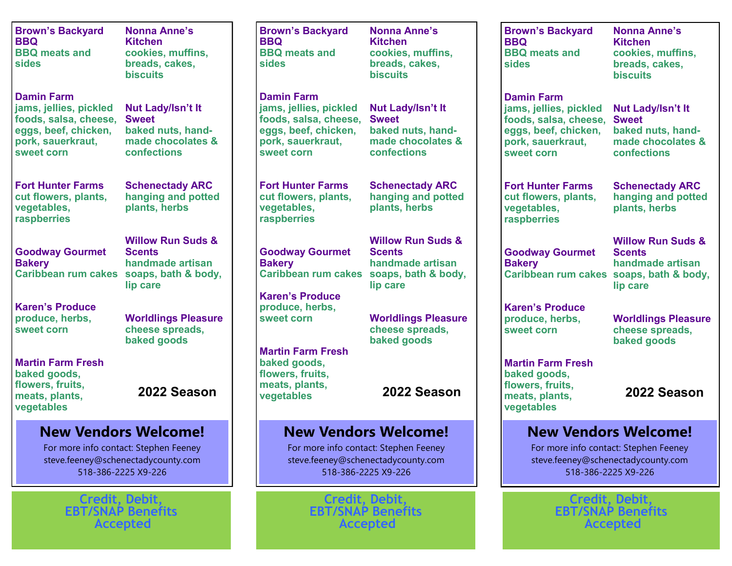**Brown's Backyard BBQ**
BBQ meats and sides

**Damin Farm**
jams, jellies, pickled foods, salsa, cheese, eggs, beef, chicken, pork, sauerkraut, sweet corn

**Fort Hunter Farms**
cut flowers, plants, vegetables, raspberries

**Goodway Gourmet Bakery**
Caribbean rum cakes

**Karen's Produce**
produce, herbs, sweet corn

**Martin Farm Fresh**
baked goods, flowers, fruits, meats, plants, vegetables

**Nonna Anne's Kitchen**
cookies, muffins, breads, cakes, biscuits

**Nut Lady/Isn't It Sweet**
baked nuts, hand-made chocolates & confections

**Schenectady ARC**
hanging and potted plants, herbs

**Willow Run Suds & Scents**
handmade artisan soaps, bath & body, lip care

**Worldlings Pleasure**
cheese spreads, baked goods

**2022 Season**

## New Vendors Welcome!

For more info contact: Stephen Feeney
steve.feeney@schenectadycounty.com
518-386-2225 X9-226

**Credit, Debit, EBT/SNAP Benefits Accepted**

---

**Brown's Backyard BBQ**
BBQ meats and sides

**Damin Farm**
jams, jellies, pickled foods, salsa, cheese, eggs, beef, chicken, pork, sauerkraut, sweet corn

**Fort Hunter Farms**
cut flowers, plants, vegetables, raspberries

**Goodway Gourmet Bakery**
Caribbean rum cakes

**Karen's Produce**
produce, herbs, sweet corn

**Martin Farm Fresh**
baked goods, flowers, fruits, meats, plants, vegetables

**Nonna Anne's Kitchen**
cookies, muffins, breads, cakes, biscuits

**Nut Lady/Isn't It Sweet**
baked nuts, hand-made chocolates & confections

**Schenectady ARC**
hanging and potted plants, herbs

**Willow Run Suds & Scents**
handmade artisan soaps, bath & body, lip care

**Worldlings Pleasure**
cheese spreads, baked goods

**2022 Season**

## New Vendors Welcome!

For more info contact: Stephen Feeney
steve.feeney@schenectadycounty.com
518-386-2225 X9-226

**Credit, Debit, EBT/SNAP Benefits Accepted**

---

**Brown's Backyard BBQ**
BBQ meats and sides

**Damin Farm**
jams, jellies, pickled foods, salsa, cheese, eggs, beef, chicken, pork, sauerkraut, sweet corn

**Fort Hunter Farms**
cut flowers, plants, vegetables, raspberries

**Goodway Gourmet Bakery**
Caribbean rum cakes

**Karen's Produce**
produce, herbs, sweet corn

**Martin Farm Fresh**
baked goods, flowers, fruits, meats, plants, vegetables

**Nonna Anne's Kitchen**
cookies, muffins, breads, cakes, biscuits

**Nut Lady/Isn't It Sweet**
baked nuts, hand-made chocolates & confections

**Schenectady ARC**
hanging and potted plants, herbs

**Willow Run Suds & Scents**
handmade artisan soaps, bath & body, lip care

**Worldlings Pleasure**
cheese spreads, baked goods

**2022 Season**

## New Vendors Welcome!

For more info contact: Stephen Feeney
steve.feeney@schenectadycounty.com
518-386-2225 X9-226

**Credit, Debit, EBT/SNAP Benefits Accepted**